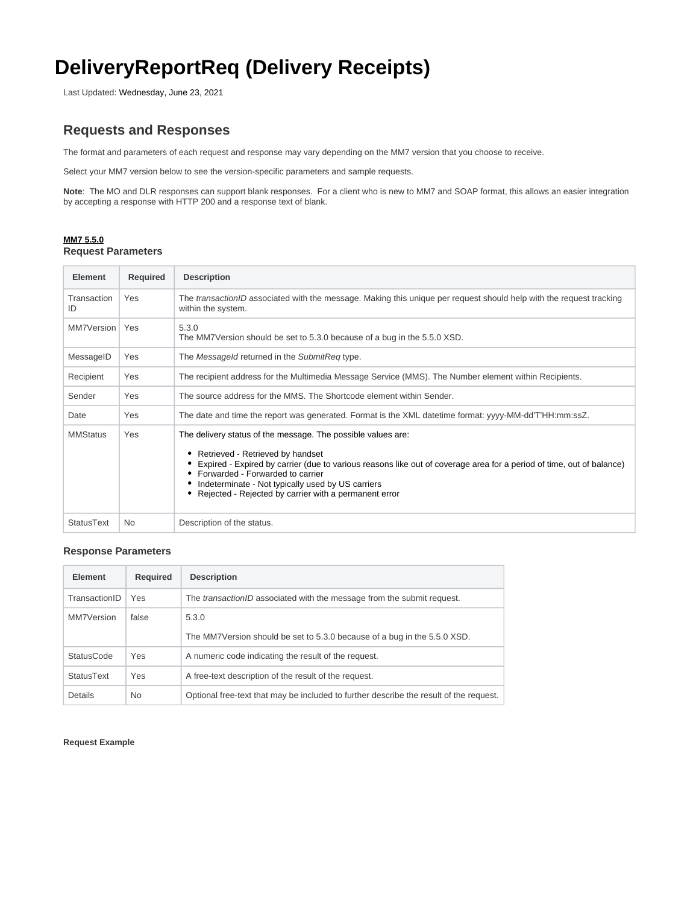# DeliveryReportReq (Delivery Receipts)

Last Updated: Wednesday, June 23, 2021

## Requests and Responses

The format and parameters of each request and response may vary depending on the MM7 version that you choose to receive.

Select your MM7 version below to see the version-specific parameters and sample requests.

**Note**: The MO and DLR responses can support blank responses. For a client who is new to MM7 and SOAP format, this allows an easier integration by accepting a response with HTTP 200 and a response text of blank.

**MM7 5.5.0**

### Request Parameters

| Element | Required | Description |
| --- | --- | --- |
| Transaction ID | Yes | The *transactionID* associated with the message. Making this unique per request should help with the request tracking within the system. |
| MM7Version | Yes | 5.3.0<br>The MM7Version should be set to 5.3.0 because of a bug in the 5.5.0 XSD. |
| MessageID | Yes | The *MessageId* returned in the *SubmitReq* type. |
| Recipient | Yes | The recipient address for the Multimedia Message Service (MMS). The Number element within Recipients. |
| Sender | Yes | The source address for the MMS. The Shortcode element within Sender. |
| Date | Yes | The date and time the report was generated. Format is the XML datetime format: yyyy-MM-dd'T'HH:mm:ssZ. |
| MMStatus | Yes | The delivery status of the message. The possible values are:<br>• Retrieved - Retrieved by handset<br>• Expired - Expired by carrier (due to various reasons like out of coverage area for a period of time, out of balance)<br>• Forwarded - Forwarded to carrier<br>• Indeterminate - Not typically used by US carriers<br>• Rejected - Rejected by carrier with a permanent error |
| StatusText | No | Description of the status. |

### Response Parameters

| Element | Required | Description |
| --- | --- | --- |
| TransactionID | Yes | The *transactionID* associated with the message from the submit request. |
| MM7Version | false | 5.3.0<br><br>The MM7Version should be set to 5.3.0 because of a bug in the 5.5.0 XSD. |
| StatusCode | Yes | A numeric code indicating the result of the request. |
| StatusText | Yes | A free-text description of the result of the request. |
| Details | No | Optional free-text that may be included to further describe the result of the request. |

**Request Example**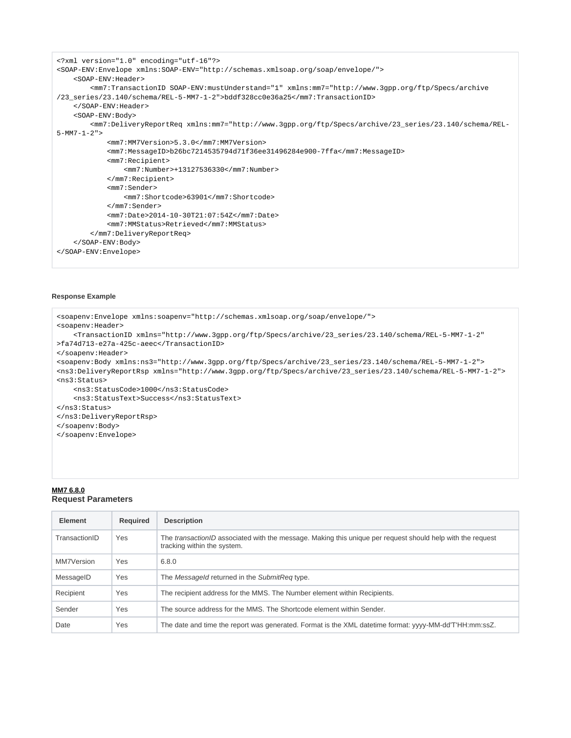```
<?xml version="1.0" encoding="utf-16"?>
<SOAP-ENV:Envelope xmlns:SOAP-ENV="http://schemas.xmlsoap.org/soap/envelope/">
    <SOAP-ENV:Header>
        <mm7:TransactionID SOAP-ENV:mustUnderstand="1" xmlns:mm7="http://www.3gpp.org/ftp/Specs/archive
/23_series/23.140/schema/REL-5-MM7-1-2">bddf328cc0e36a25</mm7:TransactionID>
    </SOAP-ENV:Header>
    <SOAP-ENV:Body>
        <mm7:DeliveryReportReq xmlns:mm7="http://www.3gpp.org/ftp/Specs/archive/23_series/23.140/schema/REL-
5-MM7-1-2">
            <mm7:MM7Version>5.3.0</mm7:MM7Version>
            <mm7:MessageID>b26bc7214535794d71f36ee31496284e900-7ffa</mm7:MessageID>
            <mm7:Recipient>
                <mm7:Number>+13127536330</mm7:Number>
            </mm7:Recipient>
            <mm7:Sender>
                <mm7:Shortcode>63901</mm7:Shortcode>
            </mm7:Sender>
            <mm7:Date>2014-10-30T21:07:54Z</mm7:Date>
            <mm7:MMStatus>Retrieved</mm7:MMStatus>
        </mm7:DeliveryReportReq>
    </SOAP-ENV:Body>
</SOAP-ENV:Envelope>
```

**Response Example**

```
<soapenv:Envelope xmlns:soapenv="http://schemas.xmlsoap.org/soap/envelope/">
<soapenv:Header>
    <TransactionID xmlns="http://www.3gpp.org/ftp/Specs/archive/23_series/23.140/schema/REL-5-MM7-1-2"
>fa74d713-e27a-425c-aeec</TransactionID>
</soapenv:Header>
<soapenv:Body xmlns:ns3="http://www.3gpp.org/ftp/Specs/archive/23_series/23.140/schema/REL-5-MM7-1-2">
<ns3:DeliveryReportRsp xmlns="http://www.3gpp.org/ftp/Specs/archive/23_series/23.140/schema/REL-5-MM7-1-2">
<ns3:Status>
    <ns3:StatusCode>1000</ns3:StatusCode>
    <ns3:StatusText>Success</ns3:StatusText>
</ns3:Status>
</ns3:DeliveryReportRsp>
</soapenv:Body>
</soapenv:Envelope>
```

**MM7 6.8.0**

**Request Parameters**

| Element | Required | Description |
|---|---|---|
| TransactionID | Yes | The *transactionID* associated with the message. Making this unique per request should help with the request tracking within the system. |
| MM7Version | Yes | 6.8.0 |
| MessageID | Yes | The *MessageId* returned in the *SubmitReq* type. |
| Recipient | Yes | The recipient address for the MMS. The Number element within Recipients. |
| Sender | Yes | The source address for the MMS. The Shortcode element within Sender. |
| Date | Yes | The date and time the report was generated. Format is the XML datetime format: yyyy-MM-dd'T'HH:mm:ssZ. |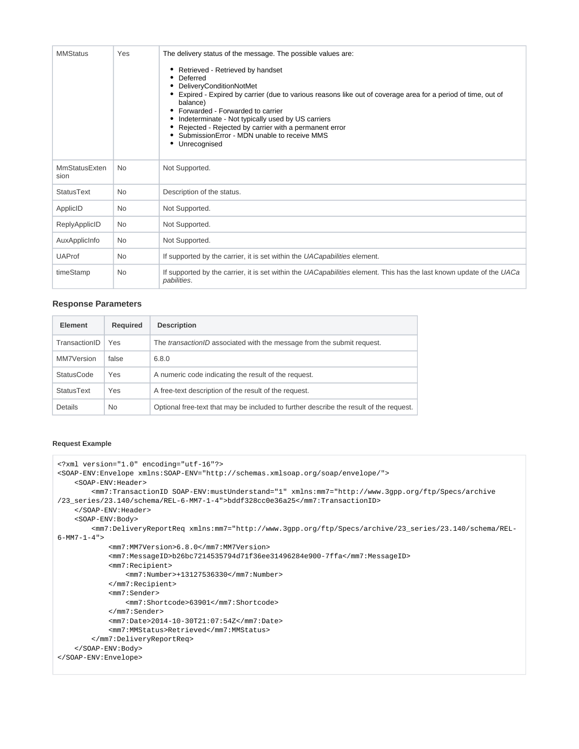| MMStatus | Yes | The delivery status of the message. The possible values are:<br><br>• Retrieved - Retrieved by handset<br>• Deferred<br>• DeliveryConditionNotMet<br>• Expired - Expired by carrier (due to various reasons like out of coverage area for a period of time, out of balance)<br>• Forwarded - Forwarded to carrier<br>• Indeterminate - Not typically used by US carriers<br>• Rejected - Rejected by carrier with a permanent error<br>• SubmissionError - MDN unable to receive MMS<br>• Unrecognised |
|---|---|---|
| MmStatusExtension | No | Not Supported. |
| StatusText | No | Description of the status. |
| ApplicID | No | Not Supported. |
| ReplyApplicID | No | Not Supported. |
| AuxApplicInfo | No | Not Supported. |
| UAProf | No | If supported by the carrier, it is set within the *UACapabilities* element. |
| timeStamp | No | If supported by the carrier, it is set within the *UACapabilities* element. This has the last known update of the *UACapabilities*. |

### Response Parameters

| Element | Required | Description |
|---|---|---|
| TransactionID | Yes | The *transactionID* associated with the message from the submit request. |
| MM7Version | false | 6.8.0 |
| StatusCode | Yes | A numeric code indicating the result of the request. |
| StatusText | Yes | A free-text description of the result of the request. |
| Details | No | Optional free-text that may be included to further describe the result of the request. |

#### Request Example

```
<?xml version="1.0" encoding="utf-16"?>
<SOAP-ENV:Envelope xmlns:SOAP-ENV="http://schemas.xmlsoap.org/soap/envelope/">
    <SOAP-ENV:Header>
        <mm7:TransactionID SOAP-ENV:mustUnderstand="1" xmlns:mm7="http://www.3gpp.org/ftp/Specs/archive
/23_series/23.140/schema/REL-6-MM7-1-4">bddf328cc0e36a25</mm7:TransactionID>
    </SOAP-ENV:Header>
    <SOAP-ENV:Body>
        <mm7:DeliveryReportReq xmlns:mm7="http://www.3gpp.org/ftp/Specs/archive/23_series/23.140/schema/REL-
6-MM7-1-4">
            <mm7:MM7Version>6.8.0</mm7:MM7Version>
            <mm7:MessageID>b26bc7214535794d71f36ee31496284e900-7ffa</mm7:MessageID>
            <mm7:Recipient>
                <mm7:Number>+13127536330</mm7:Number>
            </mm7:Recipient>
            <mm7:Sender>
                <mm7:Shortcode>63901</mm7:Shortcode>
            </mm7:Sender>
            <mm7:Date>2014-10-30T21:07:54Z</mm7:Date>
            <mm7:MMStatus>Retrieved</mm7:MMStatus>
        </mm7:DeliveryReportReq>
    </SOAP-ENV:Body>
</SOAP-ENV:Envelope>
```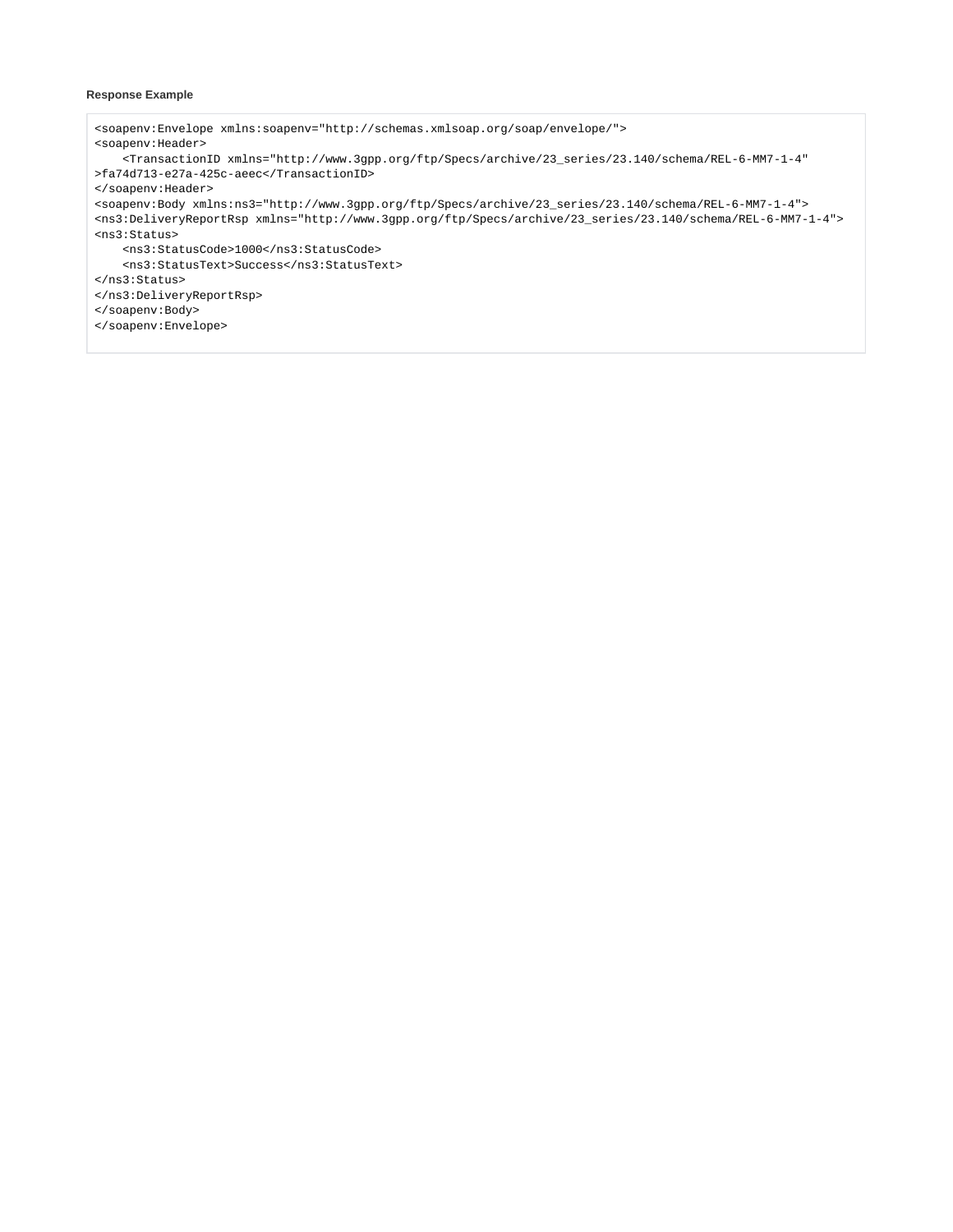#### Response Example

```
<soapenv:Envelope xmlns:soapenv="http://schemas.xmlsoap.org/soap/envelope/">
<soapenv:Header>
    <TransactionID xmlns="http://www.3gpp.org/ftp/Specs/archive/23_series/23.140/schema/REL-6-MM7-1-4"
>fa74d713-e27a-425c-aeec</TransactionID>
</soapenv:Header>
<soapenv:Body xmlns:ns3="http://www.3gpp.org/ftp/Specs/archive/23_series/23.140/schema/REL-6-MM7-1-4">
<ns3:DeliveryReportRsp xmlns="http://www.3gpp.org/ftp/Specs/archive/23_series/23.140/schema/REL-6-MM7-1-4">
<ns3:Status>
    <ns3:StatusCode>1000</ns3:StatusCode>
    <ns3:StatusText>Success</ns3:StatusText>
</ns3:Status>
</ns3:DeliveryReportRsp>
</soapenv:Body>
</soapenv:Envelope>
```